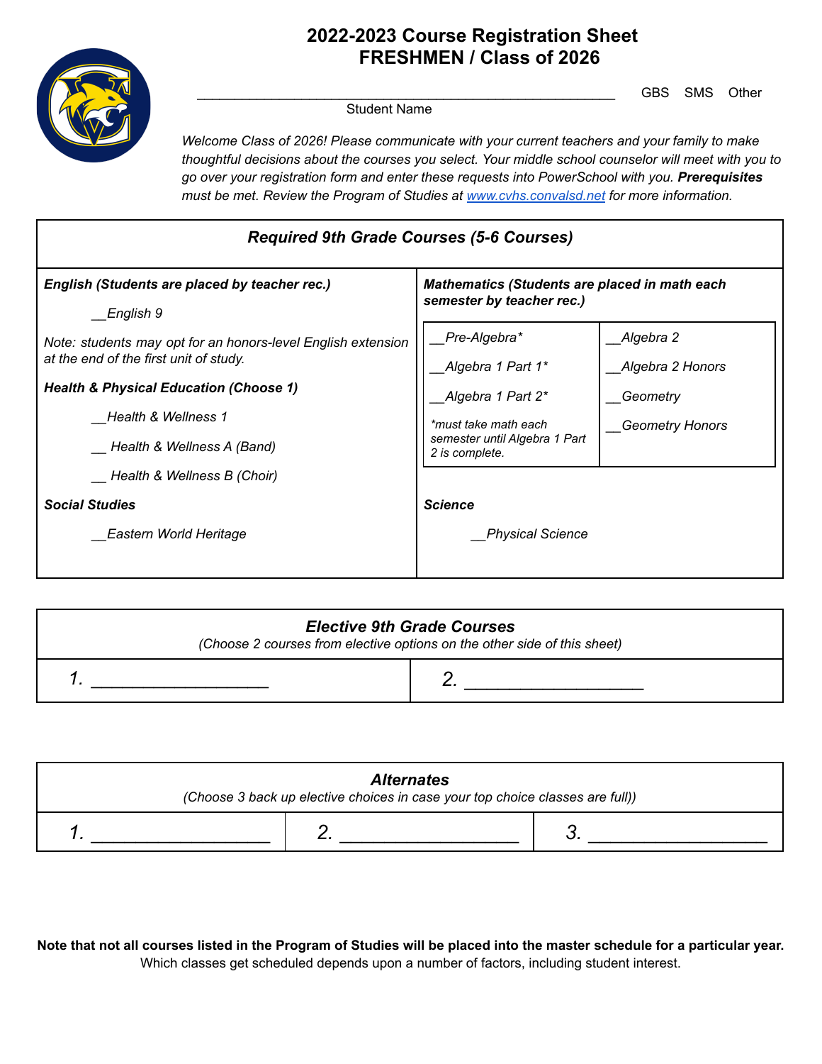# 2022-2023 Course Registration Sheet
# FRESHMEN / Class of 2026

______________________________________________________ GBS SMS Other

Student Name

*Welcome Class of 2026! Please communicate with your current teachers and your family to make thoughtful decisions about the courses you select. Your middle school counselor will meet with you to go over your registration form and enter these requests into PowerSchool with you.* ***Prerequisites*** *must be met. Review the Program of Studies at [www.cvhs.convalsd.net](http://www.cvhs.convalsd.net) for more information.*

## *Required 9th Grade Courses (5-6 Courses)*

***English (Students are placed by teacher rec.)***

__English 9

*Note: students may opt for an honors-level English extension at the end of the first unit of study.*

***Health & Physical Education (Choose 1)***

__Health & Wellness 1

__ Health & Wellness A (Band)

__ Health & Wellness B (Choir)

***Social Studies***

__Eastern World Heritage

***Mathematics (Students are placed in math each semester by teacher rec.)***

| | |
|---|---|
| __Pre-Algebra* | __Algebra 2 |
| __Algebra 1 Part 1* | __Algebra 2 Honors |
| __Algebra 1 Part 2* | __Geometry |
| *must take math each semester until Algebra 1 Part 2 is complete. | __Geometry Honors |

***Science***

__Physical Science

## *Elective 9th Grade Courses*

*(Choose 2 courses from elective options on the other side of this sheet)*

| 1. __________________ | 2. __________________ |
|---|---|

## *Alternates*

*(Choose 3 back up elective choices in case your top choice classes are full))*

| 1. __________________ | 2. __________________ | 3. __________________ |
|---|---|---|

**Note that not all courses listed in the Program of Studies will be placed into the master schedule for a particular year.** Which classes get scheduled depends upon a number of factors, including student interest.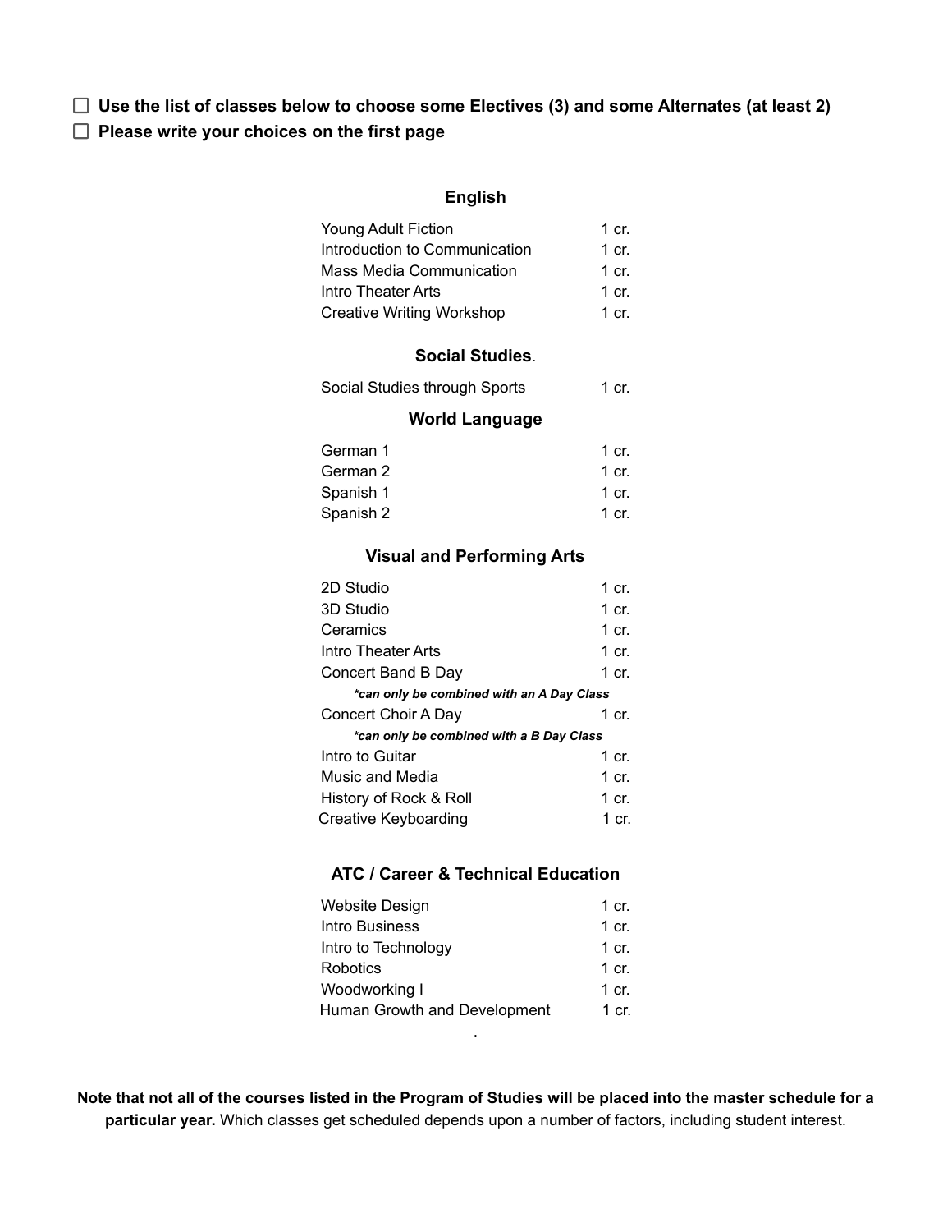- [ ] **Use the list of classes below to choose some Electives (3) and some Alternates (at least 2)**
- [ ] **Please write your choices on the first page**

## English

| | |
|---|---|
| Young Adult Fiction | 1 cr. |
| Introduction to Communication | 1 cr. |
| Mass Media Communication | 1 cr. |
| Intro Theater Arts | 1 cr. |
| Creative Writing Workshop | 1 cr. |

## Social Studies.

| | |
|---|---|
| Social Studies through Sports | 1 cr. |

## World Language

| | |
|---|---|
| German 1 | 1 cr. |
| German 2 | 1 cr. |
| Spanish 1 | 1 cr. |
| Spanish 2 | 1 cr. |

## Visual and Performing Arts

| | |
|---|---|
| 2D Studio | 1 cr. |
| 3D Studio | 1 cr. |
| Ceramics | 1 cr. |
| Intro Theater Arts | 1 cr. |
| Concert Band B Day | 1 cr. |
| ***can only be combined with an A Day Class*** | |
| Concert Choir A Day | 1 cr. |
| ***can only be combined with a B Day Class*** | |
| Intro to Guitar | 1 cr. |
| Music and Media | 1 cr. |
| History of Rock & Roll | 1 cr. |
| Creative Keyboarding | 1 cr. |

## ATC / Career & Technical Education

| | |
|---|---|
| Website Design | 1 cr. |
| Intro Business | 1 cr. |
| Intro to Technology | 1 cr. |
| Robotics | 1 cr. |
| Woodworking I | 1 cr. |
| Human Growth and Development | 1 cr. |

**Note that not all of the courses listed in the Program of Studies will be placed into the master schedule for a particular year.** Which classes get scheduled depends upon a number of factors, including student interest.